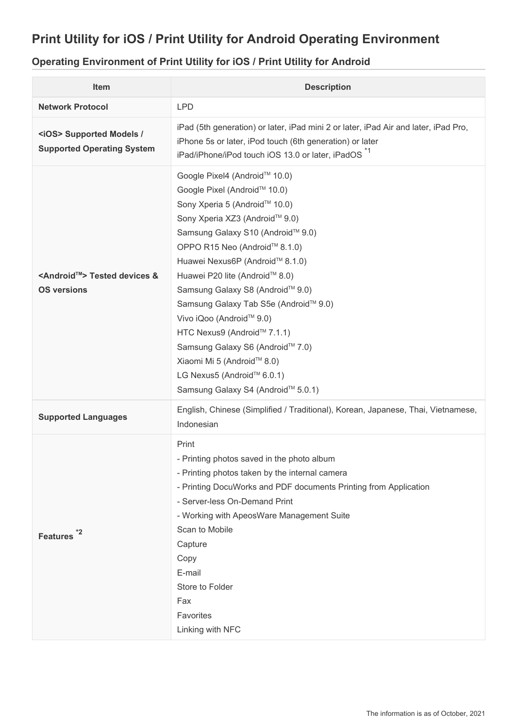# Print Utility for iOS / Print Utility for Android Operating Environment

## Operating Environment of Print Utility for iOS / Print Utility for Android

| Item | Description |
|---|---|
| **Network Protocol** | LPD |
| **<iOS> Supported Models / Supported Operating System** | iPad (5th generation) or later, iPad mini 2 or later, iPad Air and later, iPad Pro, iPhone 5s or later, iPod touch (6th generation) or later<br>iPad/iPhone/iPod touch iOS 13.0 or later, iPadOS [*1] |
| **<Android™> Tested devices & OS versions** | Google Pixel4 (Android™ 10.0)<br>Google Pixel (Android™ 10.0)<br>Sony Xperia 5 (Android™ 10.0)<br>Sony Xperia XZ3 (Android™ 9.0)<br>Samsung Galaxy S10 (Android™ 9.0)<br>OPPO R15 Neo (Android™ 8.1.0)<br>Huawei Nexus6P (Android™ 8.1.0)<br>Huawei P20 lite (Android™ 8.0)<br>Samsung Galaxy S8 (Android™ 9.0)<br>Samsung Galaxy Tab S5e (Android™ 9.0)<br>Vivo iQoo (Android™ 9.0)<br>HTC Nexus9 (Android™ 7.1.1)<br>Samsung Galaxy S6 (Android™ 7.0)<br>Xiaomi Mi 5 (Android™ 8.0)<br>LG Nexus5 (Android™ 6.0.1)<br>Samsung Galaxy S4 (Android™ 5.0.1) |
| **Supported Languages** | English, Chinese (Simplified / Traditional), Korean, Japanese, Thai, Vietnamese, Indonesian |
| **Features [*2]** | Print<br>- Printing photos saved in the photo album<br>- Printing photos taken by the internal camera<br>- Printing DocuWorks and PDF documents Printing from Application<br>- Server-less On-Demand Print<br>- Working with ApeosWare Management Suite<br>Scan to Mobile<br>Capture<br>Copy<br>E-mail<br>Store to Folder<br>Fax<br>Favorites<br>Linking with NFC |

The information is as of October, 2021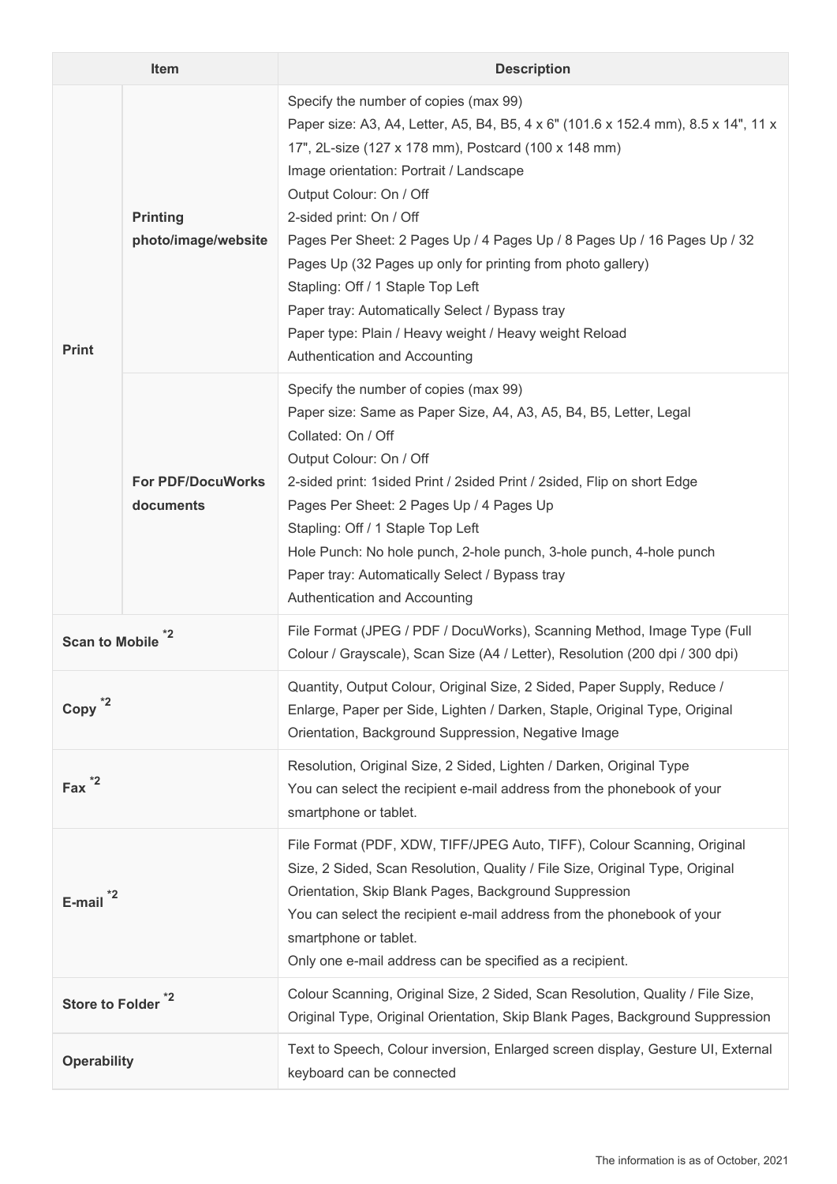| Item | | Description |
|---|---|---|
| Print | Printing photo/image/website | Specify the number of copies (max 99)<br>Paper size: A3, A4, Letter, A5, B4, B5, 4 x 6" (101.6 x 152.4 mm), 8.5 x 14", 11 x 17", 2L-size (127 x 178 mm), Postcard (100 x 148 mm)<br>Image orientation: Portrait / Landscape<br>Output Colour: On / Off<br>2-sided print: On / Off<br>Pages Per Sheet: 2 Pages Up / 4 Pages Up / 8 Pages Up / 16 Pages Up / 32 Pages Up (32 Pages up only for printing from photo gallery)<br>Stapling: Off / 1 Staple Top Left<br>Paper tray: Automatically Select / Bypass tray<br>Paper type: Plain / Heavy weight / Heavy weight Reload<br>Authentication and Accounting |
| | For PDF/DocuWorks documents | Specify the number of copies (max 99)<br>Paper size: Same as Paper Size, A4, A3, A5, B4, B5, Letter, Legal<br>Collated: On / Off<br>Output Colour: On / Off<br>2-sided print: 1sided Print / 2sided Print / 2sided, Flip on short Edge<br>Pages Per Sheet: 2 Pages Up / 4 Pages Up<br>Stapling: Off / 1 Staple Top Left<br>Hole Punch: No hole punch, 2-hole punch, 3-hole punch, 4-hole punch<br>Paper tray: Automatically Select / Bypass tray<br>Authentication and Accounting |
| Scan to Mobile *2 | | File Format (JPEG / PDF / DocuWorks), Scanning Method, Image Type (Full Colour / Grayscale), Scan Size (A4 / Letter), Resolution (200 dpi / 300 dpi) |
| Copy *2 | | Quantity, Output Colour, Original Size, 2 Sided, Paper Supply, Reduce / Enlarge, Paper per Side, Lighten / Darken, Staple, Original Type, Original Orientation, Background Suppression, Negative Image |
| Fax *2 | | Resolution, Original Size, 2 Sided, Lighten / Darken, Original Type<br>You can select the recipient e-mail address from the phonebook of your smartphone or tablet. |
| E-mail *2 | | File Format (PDF, XDW, TIFF/JPEG Auto, TIFF), Colour Scanning, Original Size, 2 Sided, Scan Resolution, Quality / File Size, Original Type, Original Orientation, Skip Blank Pages, Background Suppression<br>You can select the recipient e-mail address from the phonebook of your smartphone or tablet.<br>Only one e-mail address can be specified as a recipient. |
| Store to Folder *2 | | Colour Scanning, Original Size, 2 Sided, Scan Resolution, Quality / File Size, Original Type, Original Orientation, Skip Blank Pages, Background Suppression |
| Operability | | Text to Speech, Colour inversion, Enlarged screen display, Gesture UI, External keyboard can be connected |

The information is as of October, 2021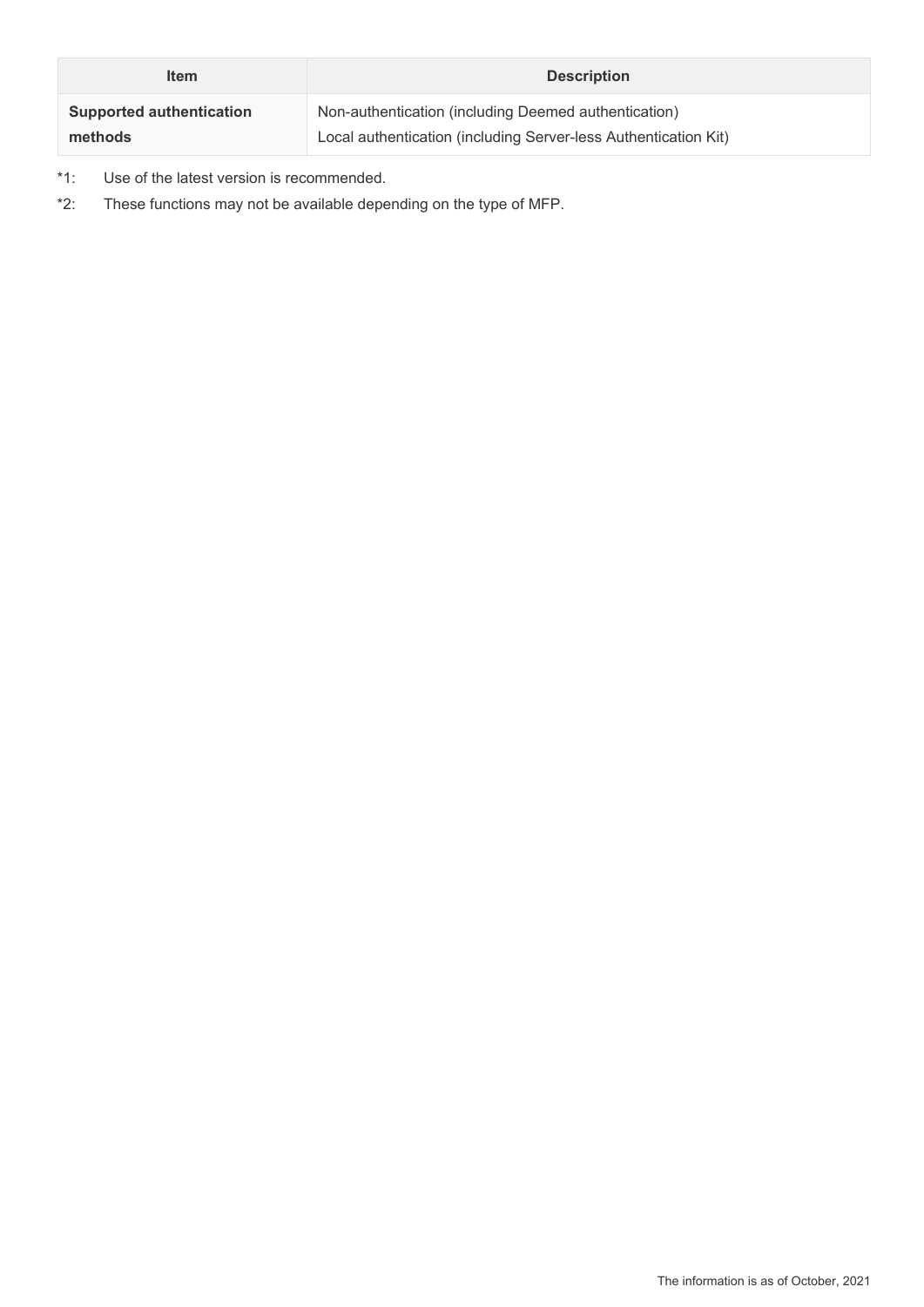| Item | Description |
| --- | --- |
| **Supported authentication methods** | Non-authentication (including Deemed authentication)<br>Local authentication (including Server-less Authentication Kit) |

*1: Use of the latest version is recommended.

*2: These functions may not be available depending on the type of MFP.

The information is as of October, 2021